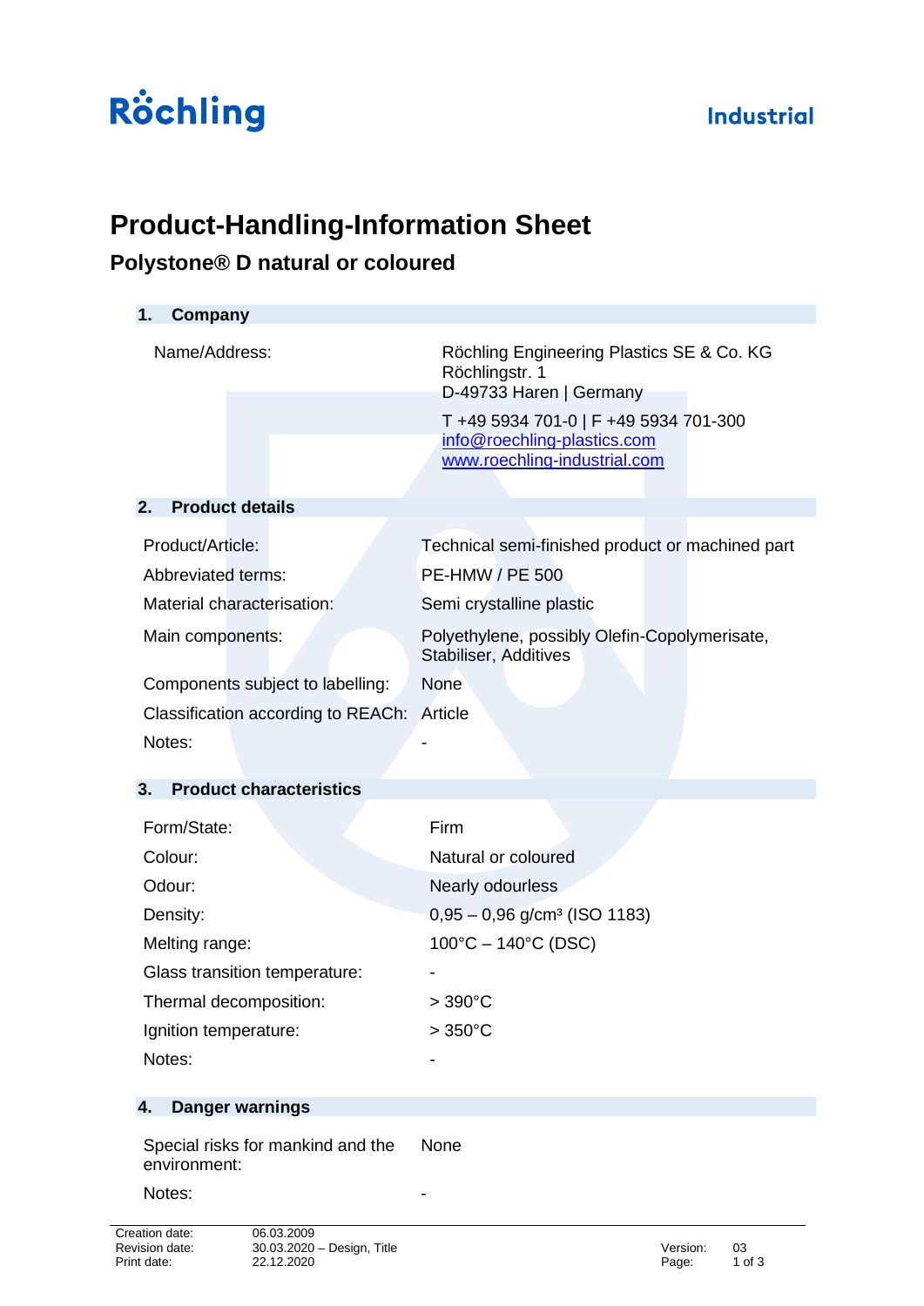Röchling

Industrial

# Product-Handling-Information Sheet

## Polystone® D natural or coloured

### 1. Company

| | |
|---|---|
| Name/Address: | Röchling Engineering Plastics SE & Co. KG<br>Röchlingstr. 1<br>D-49733 Haren \| Germany<br>T +49 5934 701-0 \| F +49 5934 701-300<br>info@roechling-plastics.com<br>www.roechling-industrial.com |

### 2. Product details

| | |
|---|---|
| Product/Article: | Technical semi-finished product or machined part |
| Abbreviated terms: | PE-HMW / PE 500 |
| Material characterisation: | Semi crystalline plastic |
| Main components: | Polyethylene, possibly Olefin-Copolymerisate, Stabiliser, Additives |
| Components subject to labelling: | None |
| Classification according to REACh: | Article |
| Notes: | - |

### 3. Product characteristics

| | |
|---|---|
| Form/State: | Firm |
| Colour: | Natural or coloured |
| Odour: | Nearly odourless |
| Density: | 0,95 – 0,96 g/cm³ (ISO 1183) |
| Melting range: | 100°C – 140°C (DSC) |
| Glass transition temperature: | - |
| Thermal decomposition: | > 390°C |
| Ignition temperature: | > 350°C |
| Notes: | - |

### 4. Danger warnings

| | |
|---|---|
| Special risks for mankind and the environment: | None |
| Notes: | - |

Creation date: 06.03.2009
Revision date: 30.03.2020 – Design, Title
Print date: 22.12.2020
Version: 03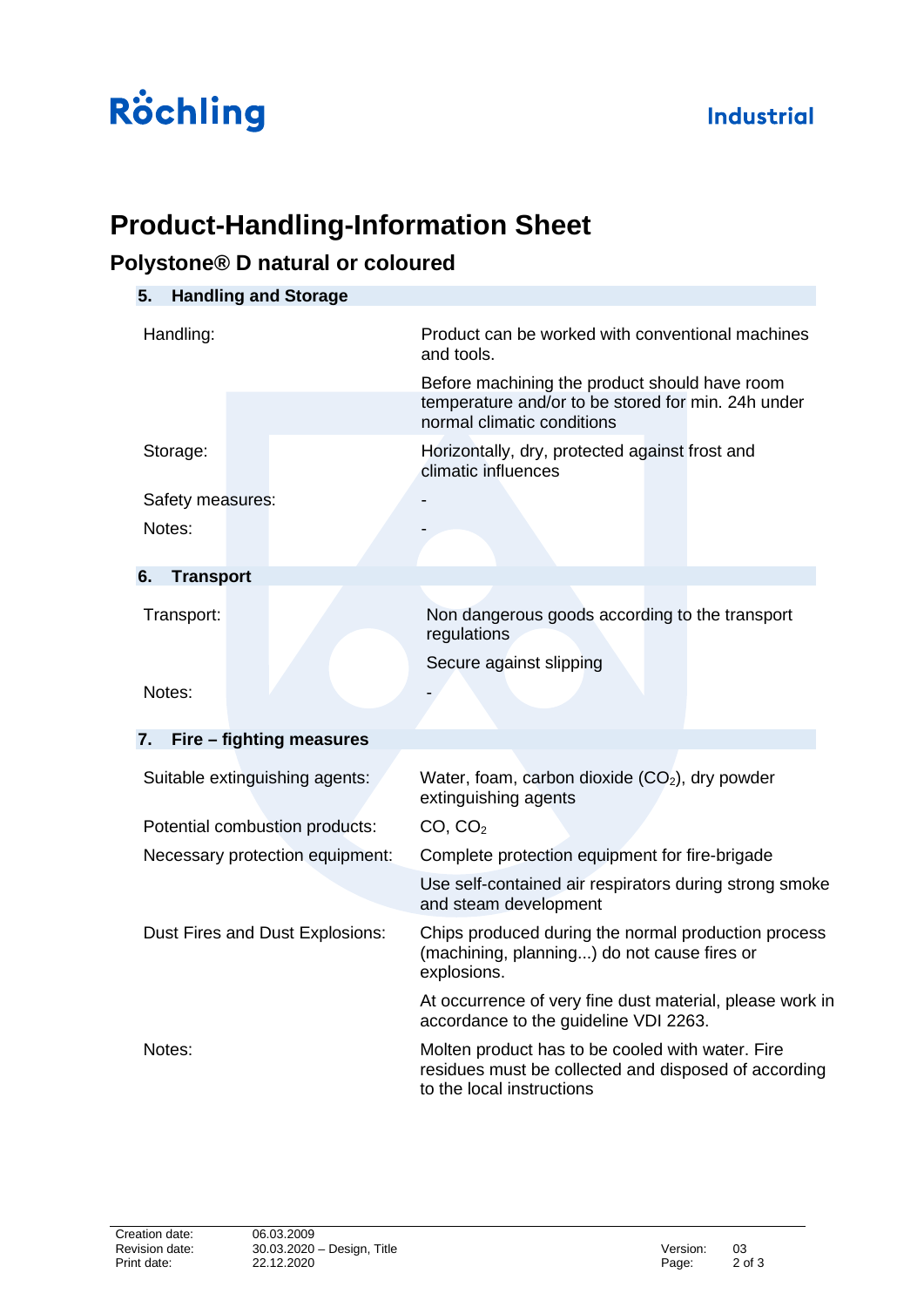# Product-Handling-Information Sheet

## Polystone® D natural or coloured

### 5. Handling and Storage

| | |
|---|---|
| Handling: | Product can be worked with conventional machines and tools. |
| | Before machining the product should have room temperature and/or to be stored for min. 24h under normal climatic conditions |
| Storage: | Horizontally, dry, protected against frost and climatic influences |
| Safety measures: | - |
| Notes: | - |

### 6. Transport

| | |
|---|---|
| Transport: | Non dangerous goods according to the transport regulations |
| | Secure against slipping |
| Notes: | - |

### 7. Fire – fighting measures

| | |
|---|---|
| Suitable extinguishing agents: | Water, foam, carbon dioxide ($CO_2$), dry powder extinguishing agents |
| Potential combustion products: | CO, $CO_2$ |
| Necessary protection equipment: | Complete protection equipment for fire-brigade |
| | Use self-contained air respirators during strong smoke and steam development |
| Dust Fires and Dust Explosions: | Chips produced during the normal production process (machining, planning...) do not cause fires or explosions. |
| | At occurrence of very fine dust material, please work in accordance to the guideline VDI 2263. |
| Notes: | Molten product has to be cooled with water. Fire residues must be collected and disposed of according to the local instructions |

Creation date: 06.03.2009
Revision date: 30.03.2020 – Design, Title
Print date: 22.12.2020
Version: 03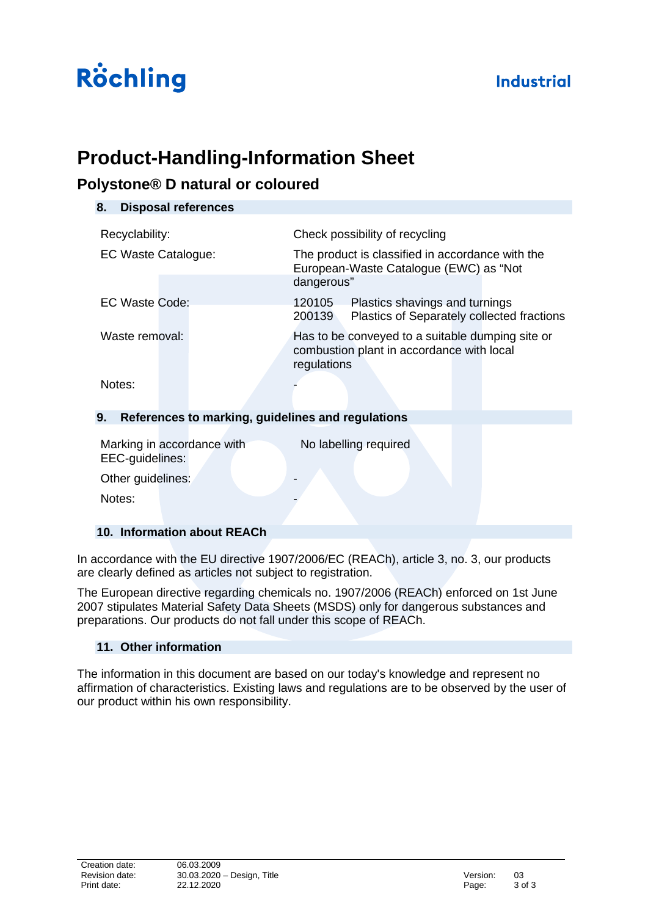# Product-Handling-Information Sheet

## Polystone® D natural or coloured

### 8. Disposal references

| | |
|---|---|
| Recyclability: | Check possibility of recycling |
| EC Waste Catalogue: | The product is classified in accordance with the European-Waste Catalogue (EWC) as "Not dangerous" |
| EC Waste Code: | 120105 Plastics shavings and turnings<br>200139 Plastics of Separately collected fractions |
| Waste removal: | Has to be conveyed to a suitable dumping site or combustion plant in accordance with local regulations |
| Notes: | - |

### 9. References to marking, guidelines and regulations

| | |
|---|---|
| Marking in accordance with EEC-guidelines: | No labelling required |
| Other guidelines: | - |
| Notes: | - |

### 10. Information about REACh

In accordance with the EU directive 1907/2006/EC (REACh), article 3, no. 3, our products are clearly defined as articles not subject to registration.

The European directive regarding chemicals no. 1907/2006 (REACh) enforced on 1st June 2007 stipulates Material Safety Data Sheets (MSDS) only for dangerous substances and preparations. Our products do not fall under this scope of REACh.

### 11. Other information

The information in this document are based on our today's knowledge and represent no affirmation of characteristics. Existing laws and regulations are to be observed by the user of our product within his own responsibility.

| | | | |
|---|---|---|---|
| Creation date: | 06.03.2009 | | |
| Revision date: | 30.03.2020 – Design, Title | Version: | 03 |
| Print date: | 22.12.2020 | | |